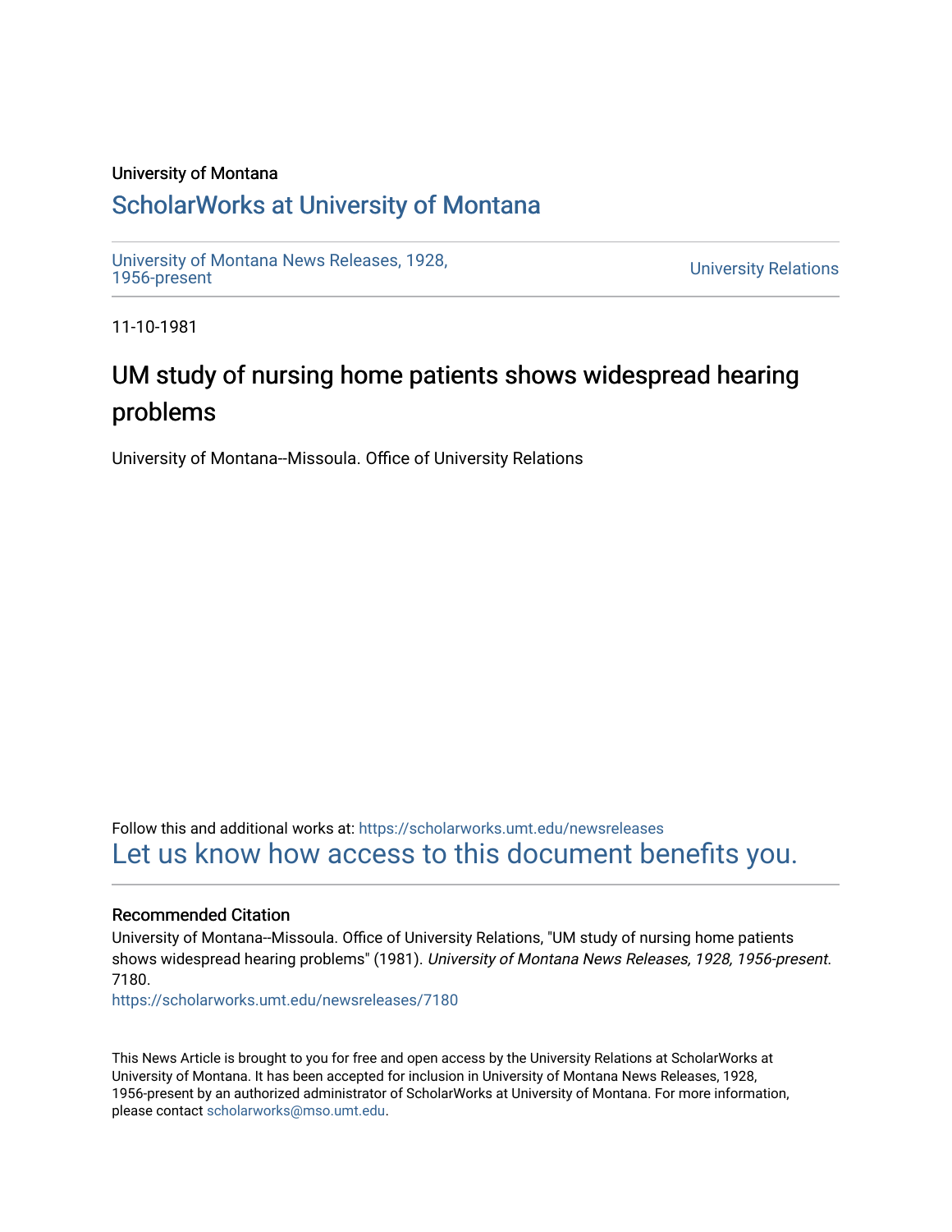University of Montana

## ScholarWorks at University of Montana

University of Montana News Releases, 1928, 1956-present

University Relations

11-10-1981

# UM study of nursing home patients shows widespread hearing problems

University of Montana--Missoula. Office of University Relations

Follow this and additional works at: https://scholarworks.umt.edu/newsreleases

Let us know how access to this document benefits you.

### Recommended Citation

University of Montana--Missoula. Office of University Relations, "UM study of nursing home patients shows widespread hearing problems" (1981). *University of Montana News Releases, 1928, 1956-present*. 7180.

https://scholarworks.umt.edu/newsreleases/7180

This News Article is brought to you for free and open access by the University Relations at ScholarWorks at University of Montana. It has been accepted for inclusion in University of Montana News Releases, 1928, 1956-present by an authorized administrator of ScholarWorks at University of Montana. For more information, please contact scholarworks@mso.umt.edu.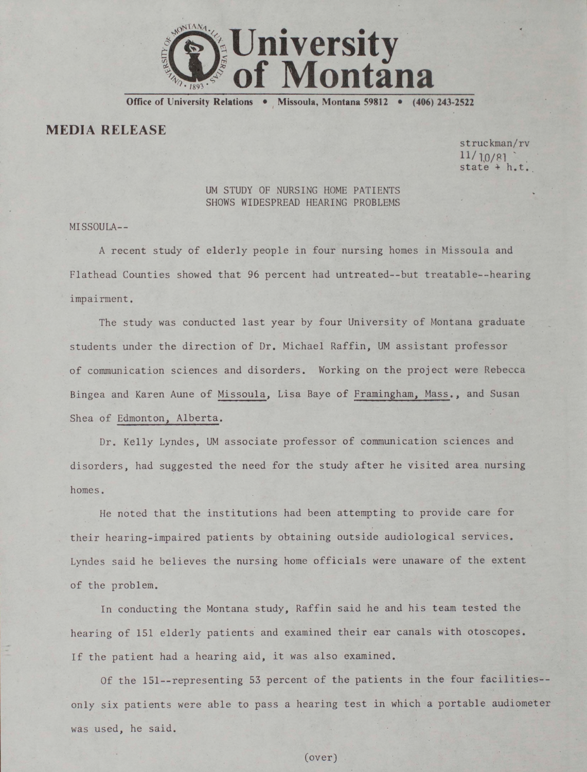**University of Montana**

**Office of University Relations • Missoula, Montana 59812 • (406) 243-2522**

## MEDIA RELEASE

struckman/rv
11/10/81
state + h.t.

UM STUDY OF NURSING HOME PATIENTS
SHOWS WIDESPREAD HEARING PROBLEMS

MISSOULA--

A recent study of elderly people in four nursing homes in Missoula and Flathead Counties showed that 96 percent had untreated--but treatable--hearing impairment.

The study was conducted last year by four University of Montana graduate students under the direction of Dr. Michael Raffin, UM assistant professor of communication sciences and disorders. Working on the project were Rebecca Bingea and Karen Aune of Missoula, Lisa Baye of Framingham, Mass., and Susan Shea of Edmonton, Alberta.

Dr. Kelly Lyndes, UM associate professor of communication sciences and disorders, had suggested the need for the study after he visited area nursing homes.

He noted that the institutions had been attempting to provide care for their hearing-impaired patients by obtaining outside audiological services. Lyndes said he believes the nursing home officials were unaware of the extent of the problem.

In conducting the Montana study, Raffin said he and his team tested the hearing of 151 elderly patients and examined their ear canals with otoscopes. If the patient had a hearing aid, it was also examined.

Of the 151--representing 53 percent of the patients in the four facilities--only six patients were able to pass a hearing test in which a portable audiometer was used, he said.

(over)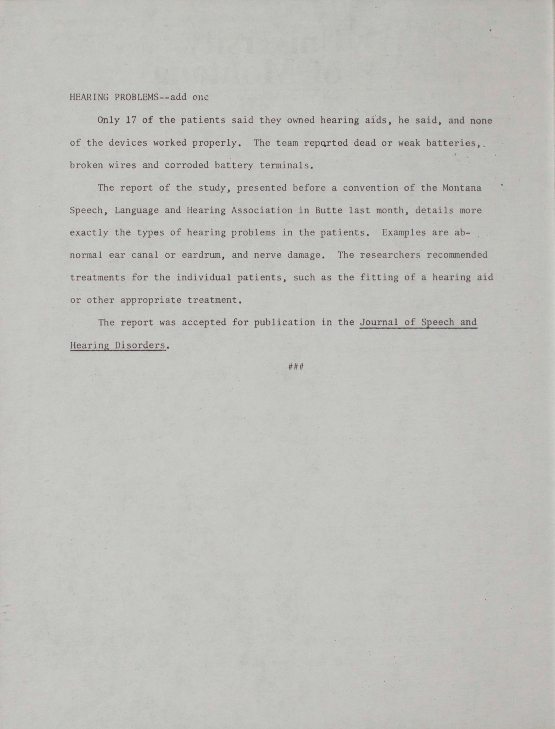HEARING PROBLEMS--add one

Only 17 of the patients said they owned hearing aids, he said, and none of the devices worked properly. The team reported dead or weak batteries, broken wires and corroded battery terminals.

The report of the study, presented before a convention of the Montana Speech, Language and Hearing Association in Butte last month, details more exactly the types of hearing problems in the patients. Examples are abnormal ear canal or eardrum, and nerve damage. The researchers recommended treatments for the individual patients, such as the fitting of a hearing aid or other appropriate treatment.

The report was accepted for publication in the Journal of Speech and Hearing Disorders.

###